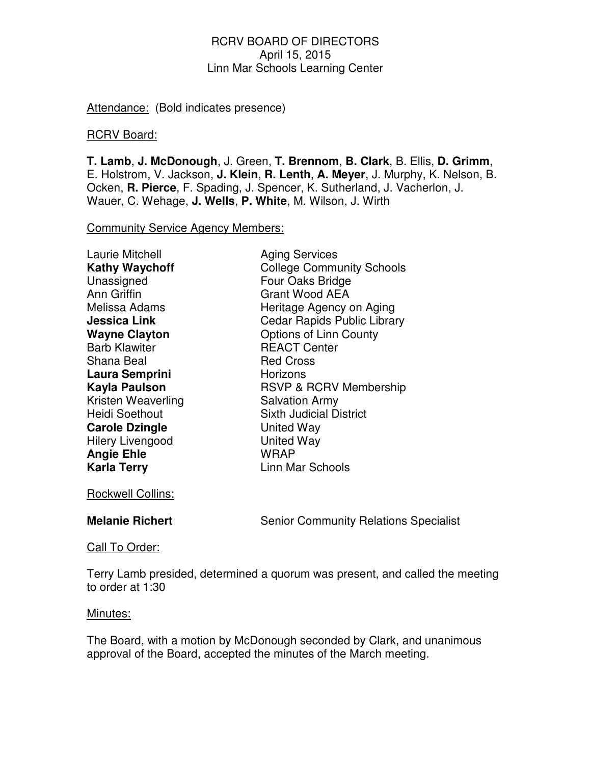RCRV BOARD OF DIRECTORS
April 15, 2015
Linn Mar Schools Learning Center

Attendance: (Bold indicates presence)

RCRV Board:

**T. Lamb**, **J. McDonough**, J. Green, **T. Brennom**, **B. Clark**, B. Ellis, **D. Grimm**, E. Holstrom, V. Jackson, **J. Klein**, **R. Lenth**, **A. Meyer**, J. Murphy, K. Nelson, B. Ocken, **R. Pierce**, F. Spading, J. Spencer, K. Sutherland, J. Vacherlon, J. Wauer, C. Wehage, **J. Wells**, **P. White**, M. Wilson, J. Wirth

Community Service Agency Members:

| | |
|---|---|
| Laurie Mitchell | Aging Services |
| **Kathy Waychoff** | College Community Schools |
| Unassigned | Four Oaks Bridge |
| Ann Griffin | Grant Wood AEA |
| Melissa Adams | Heritage Agency on Aging |
| **Jessica Link** | Cedar Rapids Public Library |
| **Wayne Clayton** | Options of Linn County |
| Barb Klawiter | REACT Center |
| Shana Beal | Red Cross |
| **Laura Semprini** | Horizons |
| **Kayla Paulson** | RSVP & RCRV Membership |
| Kristen Weaverling | Salvation Army |
| Heidi Soethout | Sixth Judicial District |
| **Carole Dzingle** | United Way |
| Hilery Livengood | United Way |
| **Angie Ehle** | WRAP |
| **Karla Terry** | Linn Mar Schools |

Rockwell Collins:

**Melanie Richert** Senior Community Relations Specialist

Call To Order:

Terry Lamb presided, determined a quorum was present, and called the meeting to order at 1:30

Minutes:

The Board, with a motion by McDonough seconded by Clark, and unanimous approval of the Board, accepted the minutes of the March meeting.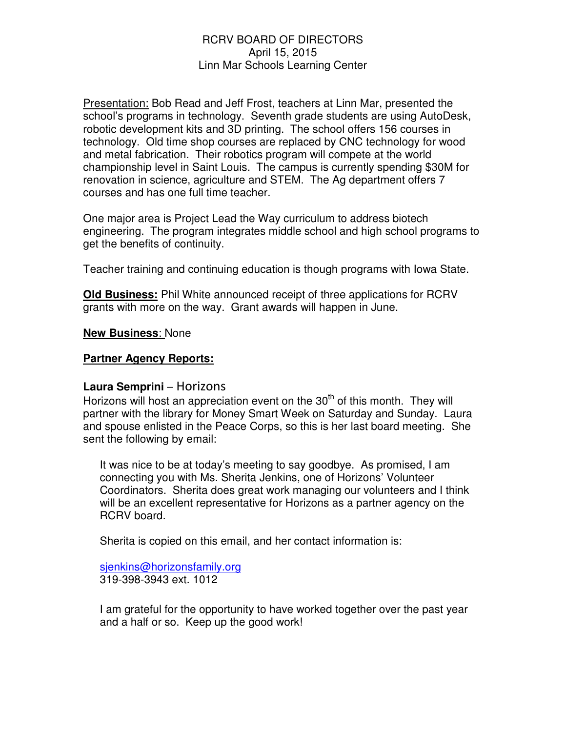RCRV BOARD OF DIRECTORS
April 15, 2015
Linn Mar Schools Learning Center

Presentation: Bob Read and Jeff Frost, teachers at Linn Mar, presented the school's programs in technology. Seventh grade students are using AutoDesk, robotic development kits and 3D printing. The school offers 156 courses in technology. Old time shop courses are replaced by CNC technology for wood and metal fabrication. Their robotics program will compete at the world championship level in Saint Louis. The campus is currently spending $30M for renovation in science, agriculture and STEM. The Ag department offers 7 courses and has one full time teacher.

One major area is Project Lead the Way curriculum to address biotech engineering. The program integrates middle school and high school programs to get the benefits of continuity.

Teacher training and continuing education is though programs with Iowa State.

**Old Business:** Phil White announced receipt of three applications for RCRV grants with more on the way. Grant awards will happen in June.

**New Business**: None

**Partner Agency Reports:**

**Laura Semprini** – Horizons

Horizons will host an appreciation event on the 30th of this month. They will partner with the library for Money Smart Week on Saturday and Sunday. Laura and spouse enlisted in the Peace Corps, so this is her last board meeting. She sent the following by email:

> It was nice to be at today's meeting to say goodbye. As promised, I am connecting you with Ms. Sherita Jenkins, one of Horizons' Volunteer Coordinators. Sherita does great work managing our volunteers and I think will be an excellent representative for Horizons as a partner agency on the RCRV board.
>
> Sherita is copied on this email, and her contact information is:
>
> sjenkins@horizonsfamily.org
> 319-398-3943 ext. 1012
>
> I am grateful for the opportunity to have worked together over the past year and a half or so. Keep up the good work!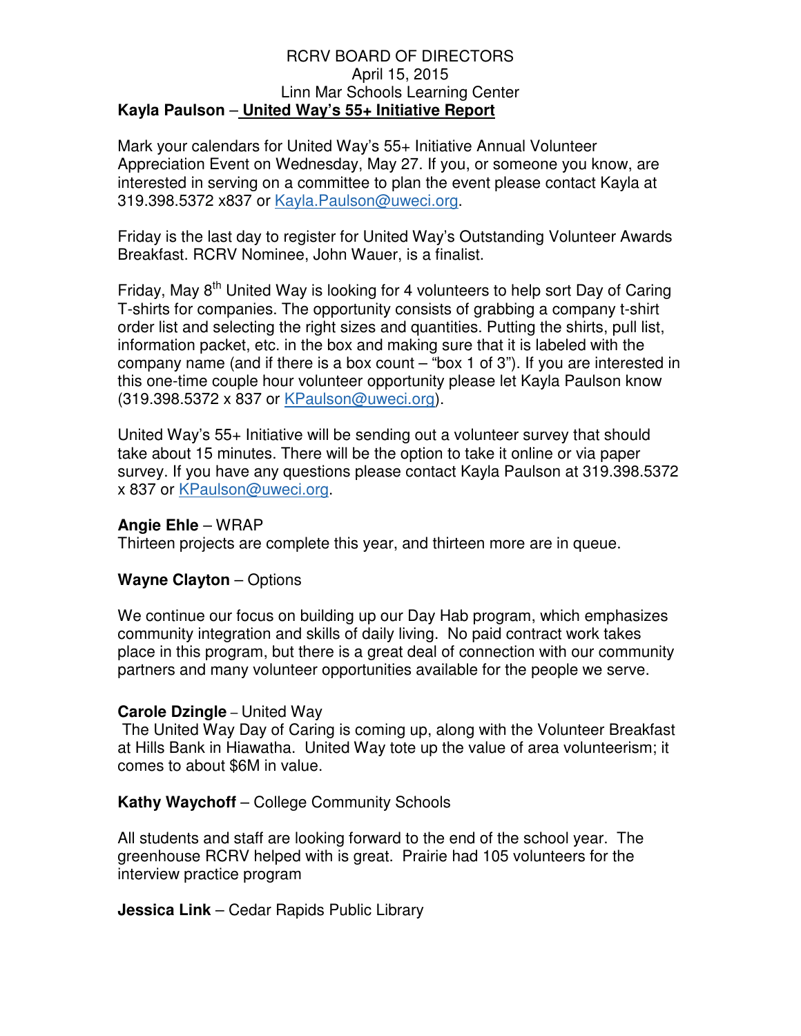RCRV BOARD OF DIRECTORS
April 15, 2015
Linn Mar Schools Learning Center

**Kayla Paulson** – **United Way's 55+ Initiative Report**

Mark your calendars for United Way's 55+ Initiative Annual Volunteer Appreciation Event on Wednesday, May 27. If you, or someone you know, are interested in serving on a committee to plan the event please contact Kayla at 319.398.5372 x837 or Kayla.Paulson@uweci.org.

Friday is the last day to register for United Way's Outstanding Volunteer Awards Breakfast. RCRV Nominee, John Wauer, is a finalist.

Friday, May 8th United Way is looking for 4 volunteers to help sort Day of Caring T-shirts for companies. The opportunity consists of grabbing a company t-shirt order list and selecting the right sizes and quantities. Putting the shirts, pull list, information packet, etc. in the box and making sure that it is labeled with the company name (and if there is a box count – "box 1 of 3"). If you are interested in this one-time couple hour volunteer opportunity please let Kayla Paulson know (319.398.5372 x 837 or KPaulson@uweci.org).

United Way's 55+ Initiative will be sending out a volunteer survey that should take about 15 minutes. There will be the option to take it online or via paper survey. If you have any questions please contact Kayla Paulson at 319.398.5372 x 837 or KPaulson@uweci.org.

**Angie Ehle** – WRAP
Thirteen projects are complete this year, and thirteen more are in queue.

**Wayne Clayton** – Options

We continue our focus on building up our Day Hab program, which emphasizes community integration and skills of daily living. No paid contract work takes place in this program, but there is a great deal of connection with our community partners and many volunteer opportunities available for the people we serve.

**Carole Dzingle** – United Way
The United Way Day of Caring is coming up, along with the Volunteer Breakfast at Hills Bank in Hiawatha. United Way tote up the value of area volunteerism; it comes to about $6M in value.

**Kathy Waychoff** – College Community Schools

All students and staff are looking forward to the end of the school year. The greenhouse RCRV helped with is great. Prairie had 105 volunteers for the interview practice program

**Jessica Link** – Cedar Rapids Public Library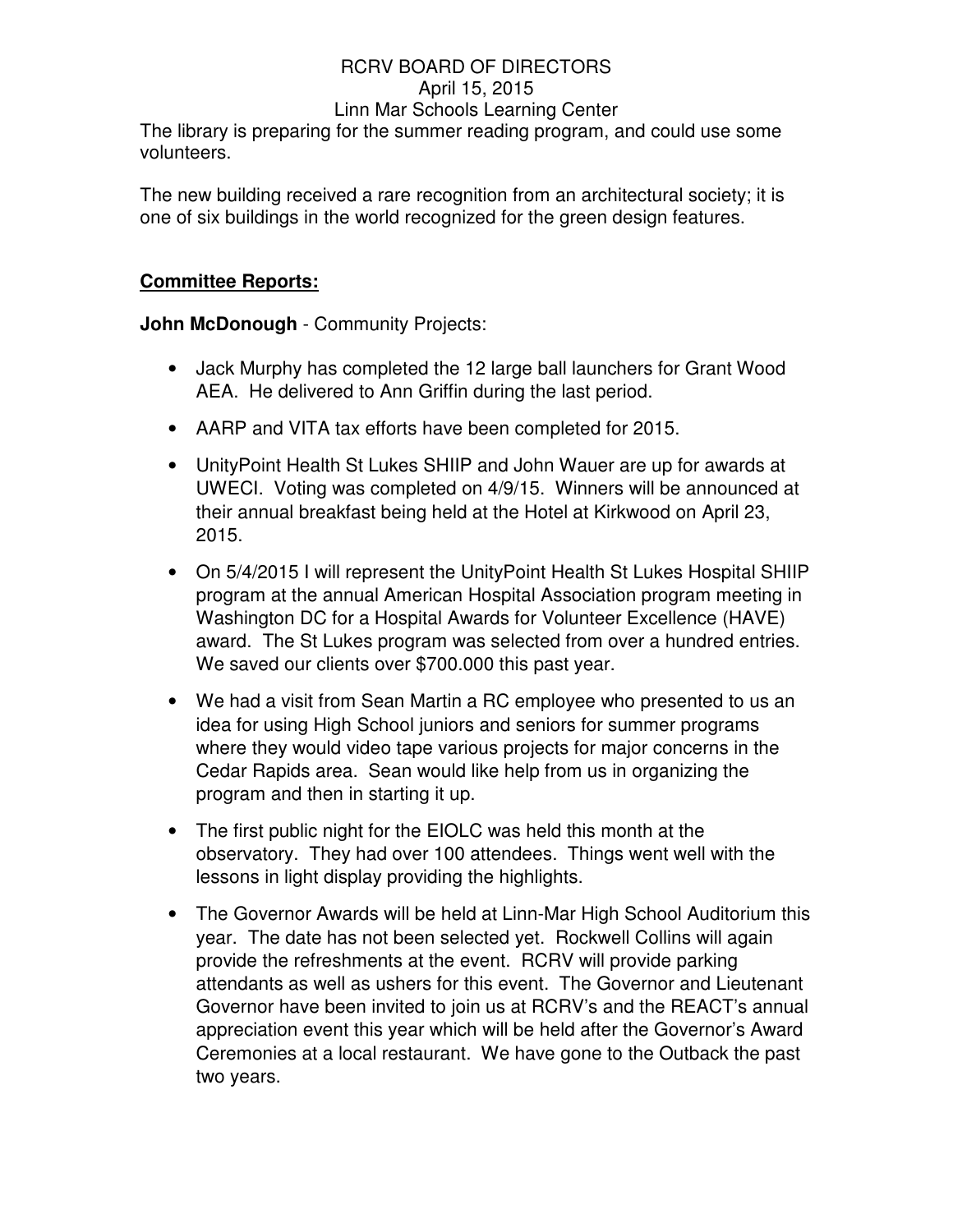The library is preparing for the summer reading program, and could use some volunteers.

The new building received a rare recognition from an architectural society; it is one of six buildings in the world recognized for the green design features.

**Committee Reports:**

**John McDonough** - Community Projects:

- Jack Murphy has completed the 12 large ball launchers for Grant Wood AEA. He delivered to Ann Griffin during the last period.
- AARP and VITA tax efforts have been completed for 2015.
- UnityPoint Health St Lukes SHIIP and John Wauer are up for awards at UWECI. Voting was completed on 4/9/15. Winners will be announced at their annual breakfast being held at the Hotel at Kirkwood on April 23, 2015.
- On 5/4/2015 I will represent the UnityPoint Health St Lukes Hospital SHIIP program at the annual American Hospital Association program meeting in Washington DC for a Hospital Awards for Volunteer Excellence (HAVE) award. The St Lukes program was selected from over a hundred entries. We saved our clients over $700.000 this past year.
- We had a visit from Sean Martin a RC employee who presented to us an idea for using High School juniors and seniors for summer programs where they would video tape various projects for major concerns in the Cedar Rapids area. Sean would like help from us in organizing the program and then in starting it up.
- The first public night for the EIOLC was held this month at the observatory. They had over 100 attendees. Things went well with the lessons in light display providing the highlights.
- The Governor Awards will be held at Linn-Mar High School Auditorium this year. The date has not been selected yet. Rockwell Collins will again provide the refreshments at the event. RCRV will provide parking attendants as well as ushers for this event. The Governor and Lieutenant Governor have been invited to join us at RCRV's and the REACT's annual appreciation event this year which will be held after the Governor's Award Ceremonies at a local restaurant. We have gone to the Outback the past two years.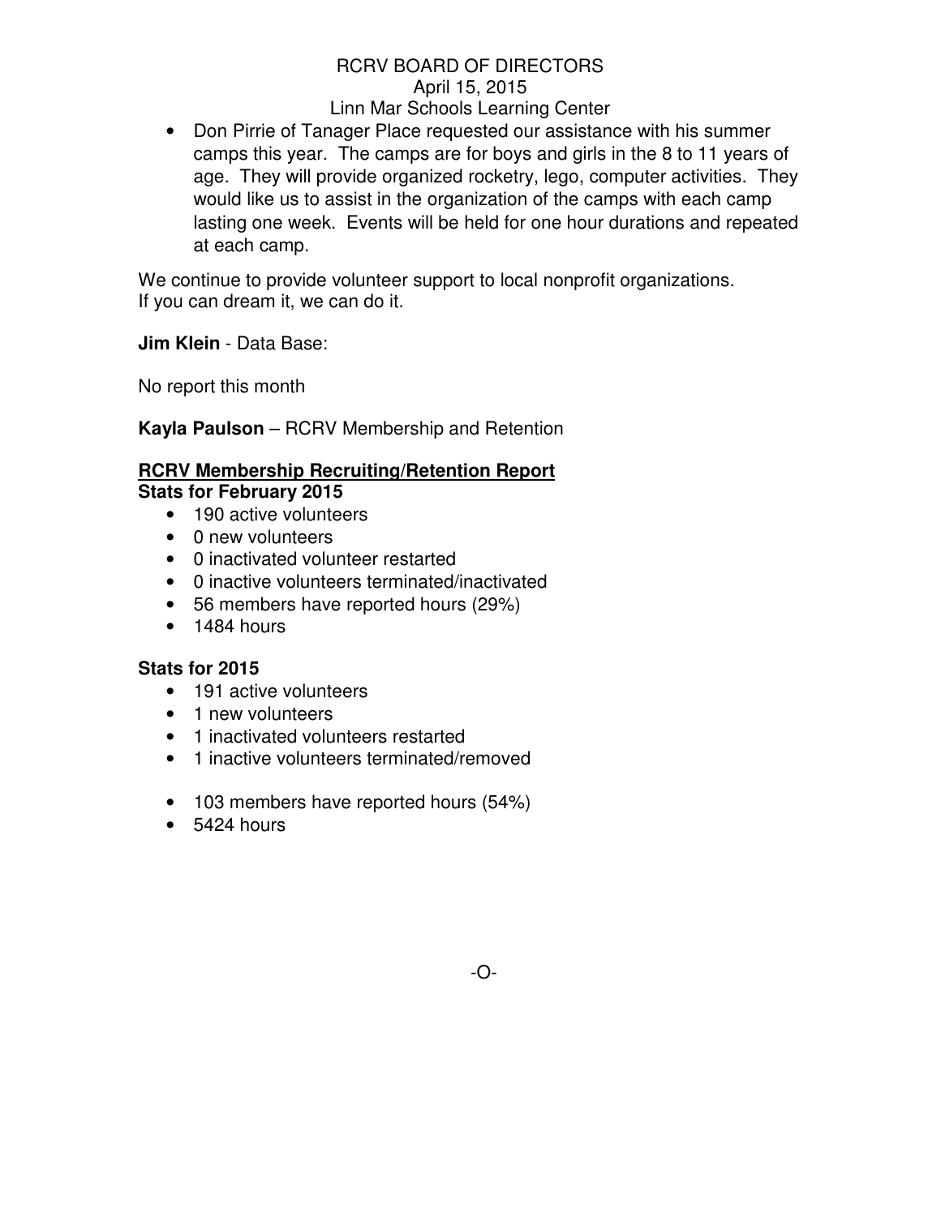- Don Pirrie of Tanager Place requested our assistance with his summer camps this year. The camps are for boys and girls in the 8 to 11 years of age. They will provide organized rocketry, lego, computer activities. They would like us to assist in the organization of the camps with each camp lasting one week. Events will be held for one hour durations and repeated at each camp.

We continue to provide volunteer support to local nonprofit organizations.
If you can dream it, we can do it.

**Jim Klein** - Data Base:

No report this month

**Kayla Paulson** – RCRV Membership and Retention

**RCRV Membership Recruiting/Retention Report**
**Stats for February 2015**

- 190 active volunteers
- 0 new volunteers
- 0 inactivated volunteer restarted
- 0 inactive volunteers terminated/inactivated
- 56 members have reported hours (29%)
- 1484 hours

**Stats for 2015**

- 191 active volunteers
- 1 new volunteers
- 1 inactivated volunteers restarted
- 1 inactive volunteers terminated/removed

- 103 members have reported hours (54%)
- 5424 hours

-O-